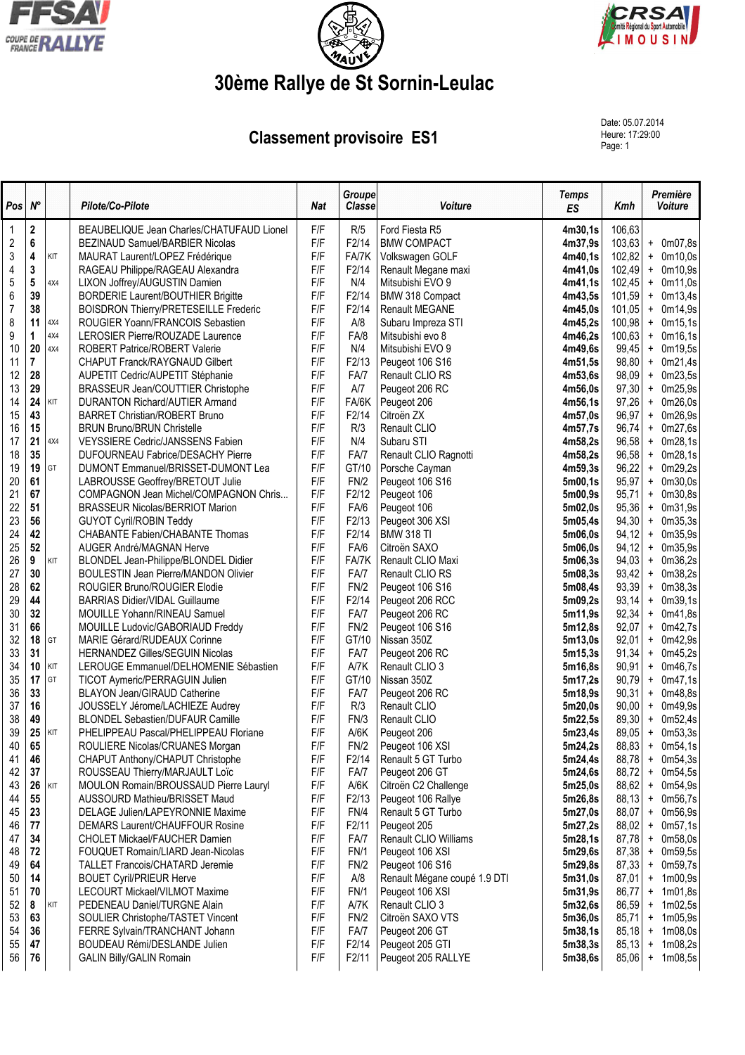# 30ème Rallye de St Sornin-Leulac

## Classement provisoire ES1

Date: 05.07.2014
Heure: 17:29:00

| Pos | N° | | Pilote/Co-Pilote | Nat | Groupe Classe | Voiture | Temps ES | Kmh | Première Voiture |
|---|---|---|---|---|---|---|---|---|---|
| 1 | **2** | | BEAUBELIQUE Jean Charles/CHATUFAUD Lionel | F/F | R/5 | Ford Fiesta R5 | **4m30,1s** | 106,63 | |
| 2 | **6** | | BEZINAUD Samuel/BARBIER Nicolas | F/F | F2/14 | BMW COMPACT | **4m37,9s** | 103,63 | + 0m07,8s |
| 3 | **4** | KIT | MAURAT Laurent/LOPEZ Frédérique | F/F | FA/7K | Volkswagen GOLF | **4m40,1s** | 102,82 | + 0m10,0s |
| 4 | **3** | | RAGEAU Philippe/RAGEAU Alexandra | F/F | F2/14 | Renault Megane maxi | **4m41,0s** | 102,49 | + 0m10,9s |
| 5 | **5** | 4X4 | LIXON Joffrey/AUGUSTIN Damien | F/F | N/4 | Mitsubishi EVO 9 | **4m41,1s** | 102,45 | + 0m11,0s |
| 6 | **39** | | BORDERIE Laurent/BOUTHIER Brigitte | F/F | F2/14 | BMW 318 Compact | **4m43,5s** | 101,59 | + 0m13,4s |
| 7 | **38** | | BOISDRON Thierry/PRETESEILLE Frederic | F/F | F2/14 | Renault MEGANE | **4m45,0s** | 101,05 | + 0m14,9s |
| 8 | **11** | 4X4 | ROUGIER Yoann/FRANCOIS Sebastien | F/F | A/8 | Subaru Impreza STI | **4m45,2s** | 100,98 | + 0m15,1s |
| 9 | **1** | 4X4 | LEROSIER Pierre/ROUZADE Laurence | F/F | FA/8 | Mitsubishi evo 8 | **4m46,2s** | 100,63 | + 0m16,1s |
| 10 | **20** | 4X4 | ROBERT Patrice/ROBERT Valerie | F/F | N/4 | Mitsubishi EVO 9 | **4m49,6s** | 99,45 | + 0m19,5s |
| 11 | **7** | | CHAPUT Franck/RAYGNAUD Gilbert | F/F | F2/13 | Peugeot 106 S16 | **4m51,5s** | 98,80 | + 0m21,4s |
| 12 | **28** | | AUPETIT Cedric/AUPETIT Stéphanie | F/F | FA/7 | Renault CLIO RS | **4m53,6s** | 98,09 | + 0m23,5s |
| 13 | **29** | | BRASSEUR Jean/COUTTIER Christophe | F/F | A/7 | Peugeot 206 RC | **4m56,0s** | 97,30 | + 0m25,9s |
| 14 | **24** | KIT | DURANTON Richard/AUTIER Armand | F/F | FA/6K | Peugeot 206 | **4m56,1s** | 97,26 | + 0m26,0s |
| 15 | **43** | | BARRET Christian/ROBERT Bruno | F/F | F2/14 | Citroën ZX | **4m57,0s** | 96,97 | + 0m26,9s |
| 16 | **15** | | BRUN Bruno/BRUN Christelle | F/F | R/3 | Renault CLIO | **4m57,7s** | 96,74 | + 0m27,6s |
| 17 | **21** | 4X4 | VEYSSIERE Cedric/JANSSENS Fabien | F/F | N/4 | Subaru STI | **4m58,2s** | 96,58 | + 0m28,1s |
| 18 | **35** | | DUFOURNEAU Fabrice/DESACHY Pierre | F/F | FA/7 | Renault CLIO Ragnotti | **4m58,2s** | 96,58 | + 0m28,1s |
| 19 | **19** | GT | DUMONT Emmanuel/BRISSET-DUMONT Lea | F/F | GT/10 | Porsche Cayman | **4m59,3s** | 96,22 | + 0m29,2s |
| 20 | **61** | | LABROUSSE Geoffrey/BRETOUT Julie | F/F | FN/2 | Peugeot 106 S16 | **5m00,1s** | 95,97 | + 0m30,0s |
| 21 | **67** | | COMPAGNON Jean Michel/COMPAGNON Chris... | F/F | F2/12 | Peugeot 106 | **5m00,9s** | 95,71 | + 0m30,8s |
| 22 | **51** | | BRASSEUR Nicolas/BERRIOT Marion | F/F | FA/6 | Peugeot 106 | **5m02,0s** | 95,36 | + 0m31,9s |
| 23 | **56** | | GUYOT Cyril/ROBIN Teddy | F/F | F2/13 | Peugeot 306 XSI | **5m05,4s** | 94,30 | + 0m35,3s |
| 24 | **42** | | CHABANTE Fabien/CHABANTE Thomas | F/F | F2/14 | BMW 318 TI | **5m06,0s** | 94,12 | + 0m35,9s |
| 25 | **52** | | AUGER André/MAGNAN Herve | F/F | FA/6 | Citroën SAXO | **5m06,0s** | 94,12 | + 0m35,9s |
| 26 | **9** | KIT | BLONDEL Jean-Philippe/BLONDEL Didier | F/F | FA/7K | Renault CLIO Maxi | **5m06,3s** | 94,03 | + 0m36,2s |
| 27 | **30** | | BOULESTIN Jean Pierre/MANDON Olivier | F/F | FA/7 | Renault CLIO RS | **5m08,3s** | 93,42 | + 0m38,2s |
| 28 | **62** | | ROUGIER Bruno/ROUGIER Elodie | F/F | FN/2 | Peugeot 106 S16 | **5m08,4s** | 93,39 | + 0m38,3s |
| 29 | **44** | | BARRIAS Didier/VIDAL Guillaume | F/F | F2/14 | Peugeot 206 RCC | **5m09,2s** | 93,14 | + 0m39,1s |
| 30 | **32** | | MOUILLE Yohann/RINEAU Samuel | F/F | FA/7 | Peugeot 206 RC | **5m11,9s** | 92,34 | + 0m41,8s |
| 31 | **66** | | MOUILLE Ludovic/GABORIAUD Freddy | F/F | FN/2 | Peugeot 106 S16 | **5m12,8s** | 92,07 | + 0m42,7s |
| 32 | **18** | GT | MARIE Gérard/RUDEAUX Corinne | F/F | GT/10 | Nissan 350Z | **5m13,0s** | 92,01 | + 0m42,9s |
| 33 | **31** | | HERNANDEZ Gilles/SEGUIN Nicolas | F/F | FA/7 | Peugeot 206 RC | **5m15,3s** | 91,34 | + 0m45,2s |
| 34 | **10** | KIT | LEROUGE Emmanuel/DELHOMENIE Sébastien | F/F | A/7K | Renault CLIO 3 | **5m16,8s** | 90,91 | + 0m46,7s |
| 35 | **17** | GT | TICOT Aymeric/PERRAGUIN Julien | F/F | GT/10 | Nissan 350Z | **5m17,2s** | 90,79 | + 0m47,1s |
| 36 | **33** | | BLAYON Jean/GIRAUD Catherine | F/F | FA/7 | Peugeot 206 RC | **5m18,9s** | 90,31 | + 0m48,8s |
| 37 | **16** | | JOUSSELY Jérome/LACHIEZE Audrey | F/F | R/3 | Renault CLIO | **5m20,0s** | 90,00 | + 0m49,9s |
| 38 | **49** | | BLONDEL Sebastien/DUFAUR Camille | F/F | FN/3 | Renault CLIO | **5m22,5s** | 89,30 | + 0m52,4s |
| 39 | **25** | KIT | PHELIPPEAU Pascal/PHELIPPEAU Floriane | F/F | A/6K | Peugeot 206 | **5m23,4s** | 89,05 | + 0m53,3s |
| 40 | **65** | | ROULIERE Nicolas/CRUANES Morgan | F/F | FN/2 | Peugeot 106 XSI | **5m24,2s** | 88,83 | + 0m54,1s |
| 41 | **46** | | CHAPUT Anthony/CHAPUT Christophe | F/F | F2/14 | Renault 5 GT Turbo | **5m24,4s** | 88,78 | + 0m54,3s |
| 42 | **37** | | ROUSSEAU Thierry/MARJAULT Loïc | F/F | FA/7 | Peugeot 206 GT | **5m24,6s** | 88,73 | + 0m54,5s |
| 43 | **26** | KIT | MOULON Romain/BROUSSAUD Pierre Lauryl | F/F | A/6K | Citroën C2 Challenge | **5m25,0s** | 88,62 | + 0m54,9s |
| 44 | **55** | | AUSSOURD Mathieu/BRISSET Maud | F/F | F2/13 | Peugeot 106 Rallye | **5m26,8s** | 88,13 | + 0m56,7s |
| 45 | **23** | | DELAGE Julien/LAPEYRONNIE Maxime | F/F | FN/4 | Renault 5 GT Turbo | **5m27,0s** | 88,07 | + 0m56,9s |
| 46 | **77** | | DEMARS Laurent/CHAUFFOUR Rosine | F/F | F2/11 | Peugeot 205 | **5m27,2s** | 88,02 | + 0m57,1s |
| 47 | **34** | | CHOLET Mickael/FAUCHER Damien | F/F | FA/7 | Renault CLIO Williams | **5m28,1s** | 87,78 | + 0m58,0s |
| 48 | **72** | | FOUQUET Romain/LIARD Jean-Nicolas | F/F | FN/1 | Peugeot 106 XSI | **5m29,6s** | 87,38 | + 0m59,5s |
| 49 | **64** | | TALLET Francois/CHATARD Jeremie | F/F | FN/2 | Peugeot 106 S16 | **5m29,8s** | 87,33 | + 0m59,7s |
| 50 | **14** | | BOUET Cyril/PRIEUR Herve | F/F | A/8 | Renault Mégane coupé 1.9 DTI | **5m31,0s** | 87,01 | + 1m00,9s |
| 51 | **70** | | LECOURT Mickael/VILMOT Maxime | F/F | FN/1 | Peugeot 106 XSI | **5m31,9s** | 86,77 | + 1m01,8s |
| 52 | **8** | KIT | PEDENEAU Daniel/TURGNE Alain | F/F | A/7K | Renault CLIO 3 | **5m32,6s** | 86,59 | + 1m02,5s |
| 53 | **63** | | SOULIER Christophe/TASTET Vincent | F/F | FN/2 | Citroën SAXO VTS | **5m36,0s** | 85,71 | + 1m05,9s |
| 54 | **36** | | FERRE Sylvain/TRANCHANT Johann | F/F | FA/7 | Peugeot 206 GT | **5m38,1s** | 85,18 | + 1m08,0s |
| 55 | **47** | | BOUDEAU Rémi/DESLANDE Julien | F/F | F2/14 | Peugeot 205 GTI | **5m38,3s** | 85,13 | + 1m08,2s |
| 56 | **76** | | GALIN Billy/GALIN Romain | F/F | F2/11 | Peugeot 205 RALLYE | **5m38,6s** | 85,06 | + 1m08,5s |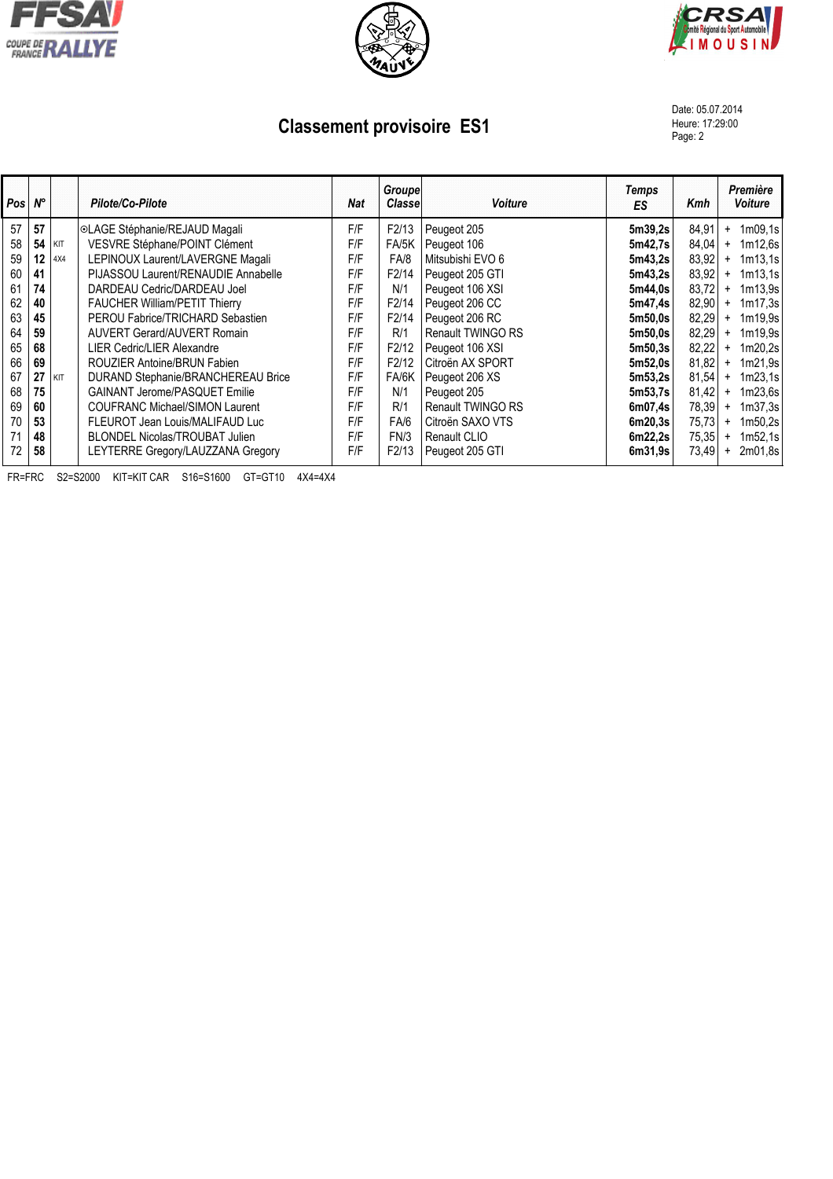## Classement provisoire ES1

Date: 05.07.2014
Heure: 17:29:00
Page: 2

| Pos | N° | | Pilote/Co-Pilote | Nat | Groupe Classe | Voiture | Temps ES | Kmh | Première Voiture |
|---|---|---|---|---|---|---|---|---|---|
| 57 | **57** | | ⊙LAGE Stéphanie/REJAUD Magali | F/F | F2/13 | Peugeot 205 | **5m39,2s** | 84,91 | + 1m09,1s |
| 58 | **54** | KIT | VESVRE Stéphane/POINT Clément | F/F | FA/5K | Peugeot 106 | **5m42,7s** | 84,04 | + 1m12,6s |
| 59 | **12** | 4X4 | LEPINOUX Laurent/LAVERGNE Magali | F/F | FA/8 | Mitsubishi EVO 6 | **5m43,2s** | 83,92 | + 1m13,1s |
| 60 | **41** | | PIJASSOU Laurent/RENAUDIE Annabelle | F/F | F2/14 | Peugeot 205 GTI | **5m43,2s** | 83,92 | + 1m13,1s |
| 61 | **74** | | DARDEAU Cedric/DARDEAU Joel | F/F | N/1 | Peugeot 106 XSI | **5m44,0s** | 83,72 | + 1m13,9s |
| 62 | **40** | | FAUCHER William/PETIT Thierry | F/F | F2/14 | Peugeot 206 CC | **5m47,4s** | 82,90 | + 1m17,3s |
| 63 | **45** | | PEROU Fabrice/TRICHARD Sebastien | F/F | F2/14 | Peugeot 206 RC | **5m50,0s** | 82,29 | + 1m19,9s |
| 64 | **59** | | AUVERT Gerard/AUVERT Romain | F/F | R/1 | Renault TWINGO RS | **5m50,0s** | 82,29 | + 1m19,9s |
| 65 | **68** | | LIER Cedric/LIER Alexandre | F/F | F2/12 | Peugeot 106 XSI | **5m50,3s** | 82,22 | + 1m20,2s |
| 66 | **69** | | ROUZIER Antoine/BRUN Fabien | F/F | F2/12 | Citroën AX SPORT | **5m52,0s** | 81,82 | + 1m21,9s |
| 67 | **27** | KIT | DURAND Stephanie/BRANCHEREAU Brice | F/F | FA/6K | Peugeot 206 XS | **5m53,2s** | 81,54 | + 1m23,1s |
| 68 | **75** | | GAINANT Jerome/PASQUET Emilie | F/F | N/1 | Peugeot 205 | **5m53,7s** | 81,42 | + 1m23,6s |
| 69 | **60** | | COUFRANC Michael/SIMON Laurent | F/F | R/1 | Renault TWINGO RS | **6m07,4s** | 78,39 | + 1m37,3s |
| 70 | **53** | | FLEUROT Jean Louis/MALIFAUD Luc | F/F | FA/6 | Citroën SAXO VTS | **6m20,3s** | 75,73 | + 1m50,2s |
| 71 | **48** | | BLONDEL Nicolas/TROUBAT Julien | F/F | FN/3 | Renault CLIO | **6m22,2s** | 75,35 | + 1m52,1s |
| 72 | **58** | | LEYTERRE Gregory/LAUZZANA Gregory | F/F | F2/13 | Peugeot 205 GTI | **6m31,9s** | 73,49 | + 2m01,8s |

FR=FRC S2=S2000 KIT=KIT CAR S16=S1600 GT=GT10 4X4=4X4